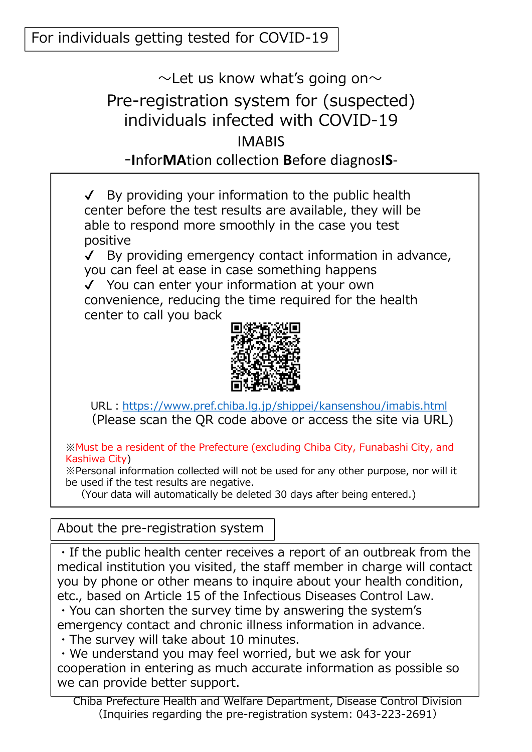For individuals getting tested for COVID-19

～Let us know what's going on～

# Pre-registration system for (suspected) individuals infected with COVID-19

## IMABIS

## -**I**nfor**MA**tion collection **B**efore diagnos**IS**-

✓ By providing your information to the public health center before the test results are available, they will be able to respond more smoothly in the case you test positive

✓ By providing emergency contact information in advance, you can feel at ease in case something happens

✓ You can enter your information at your own convenience, reducing the time required for the health center to call you back

URL : https://www.pref.chiba.lg.jp/shippei/kansenshou/imabis.html

(Please scan the QR code above or access the site via URL)

※Must be a resident of the Prefecture (excluding Chiba City, Funabashi City, and Kashiwa City)

※Personal information collected will not be used for any other purpose, nor will it be used if the test results are negative.

(Your data will automatically be deleted 30 days after being entered.)

## About the pre-registration system

・If the public health center receives a report of an outbreak from the medical institution you visited, the staff member in charge will contact you by phone or other means to inquire about your health condition, etc., based on Article 15 of the Infectious Diseases Control Law.

・You can shorten the survey time by answering the system's emergency contact and chronic illness information in advance.

・The survey will take about 10 minutes.

・We understand you may feel worried, but we ask for your cooperation in entering as much accurate information as possible so we can provide better support.

Chiba Prefecture Health and Welfare Department, Disease Control Division

(Inquiries regarding the pre-registration system: 043-223-2691)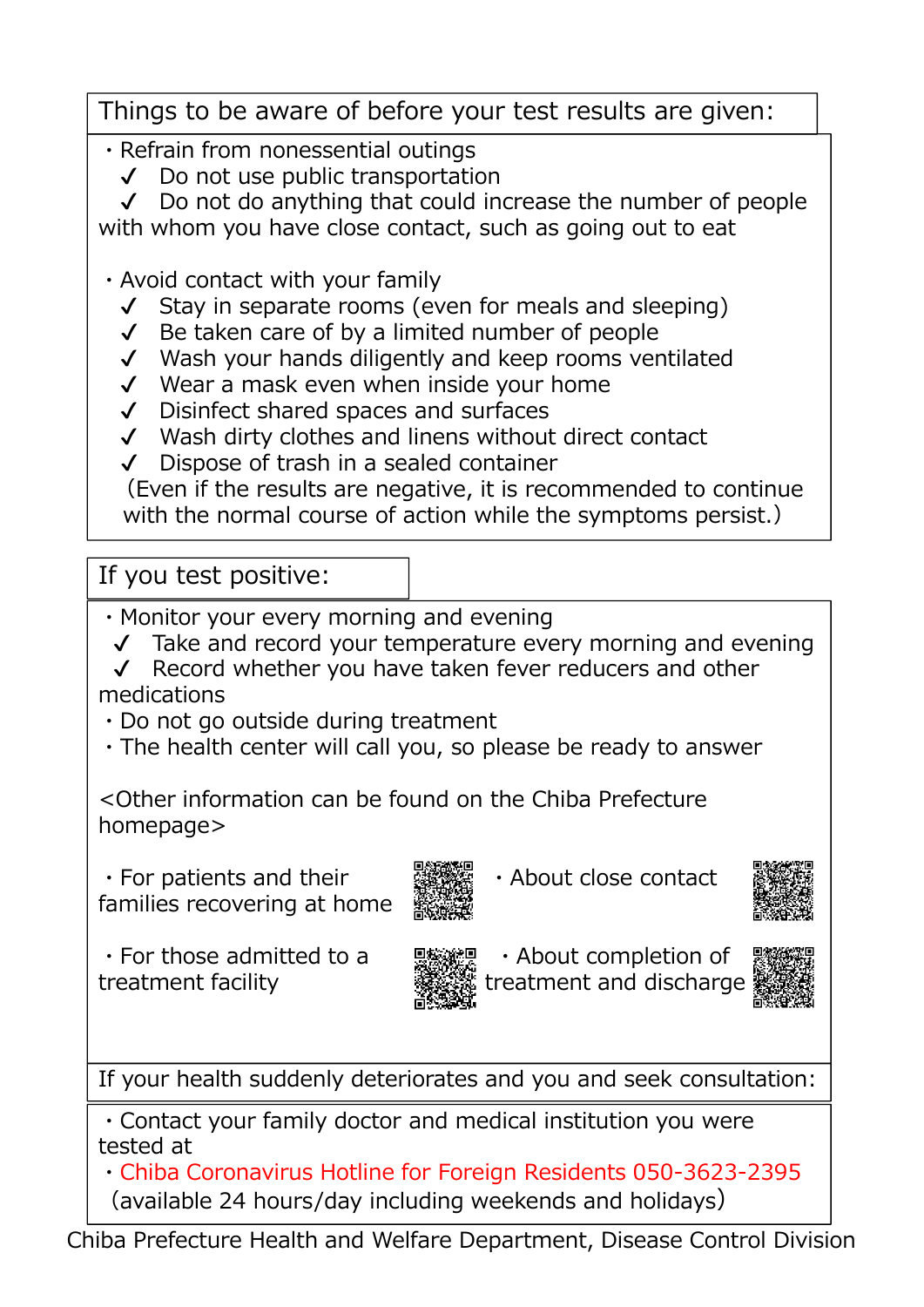## Things to be aware of before your test results are given:

- Refrain from nonessential outings
  - ✓ Do not use public transportation
  - ✓ Do not do anything that could increase the number of people with whom you have close contact, such as going out to eat

- Avoid contact with your family
  - ✓ Stay in separate rooms (even for meals and sleeping)
  - ✓ Be taken care of by a limited number of people
  - ✓ Wash your hands diligently and keep rooms ventilated
  - ✓ Wear a mask even when inside your home
  - ✓ Disinfect shared spaces and surfaces
  - ✓ Wash dirty clothes and linens without direct contact
  - ✓ Dispose of trash in a sealed container

  (Even if the results are negative, it is recommended to continue with the normal course of action while the symptoms persist.)

## If you test positive:

- Monitor your every morning and evening
  - ✓ Take and record your temperature every morning and evening
  - ✓ Record whether you have taken fever reducers and other medications
- Do not go outside during treatment
- The health center will call you, so please be ready to answer

<Other information can be found on the Chiba Prefecture homepage>

- For patients and their families recovering at home
- About close contact
- For those admitted to a treatment facility
- About completion of treatment and discharge

## If your health suddenly deteriorates and you and seek consultation:

- Contact your family doctor and medical institution you were tested at
- Chiba Coronavirus Hotline for Foreign Residents 050-3623-2395
  (available 24 hours/day including weekends and holidays)

Chiba Prefecture Health and Welfare Department, Disease Control Division